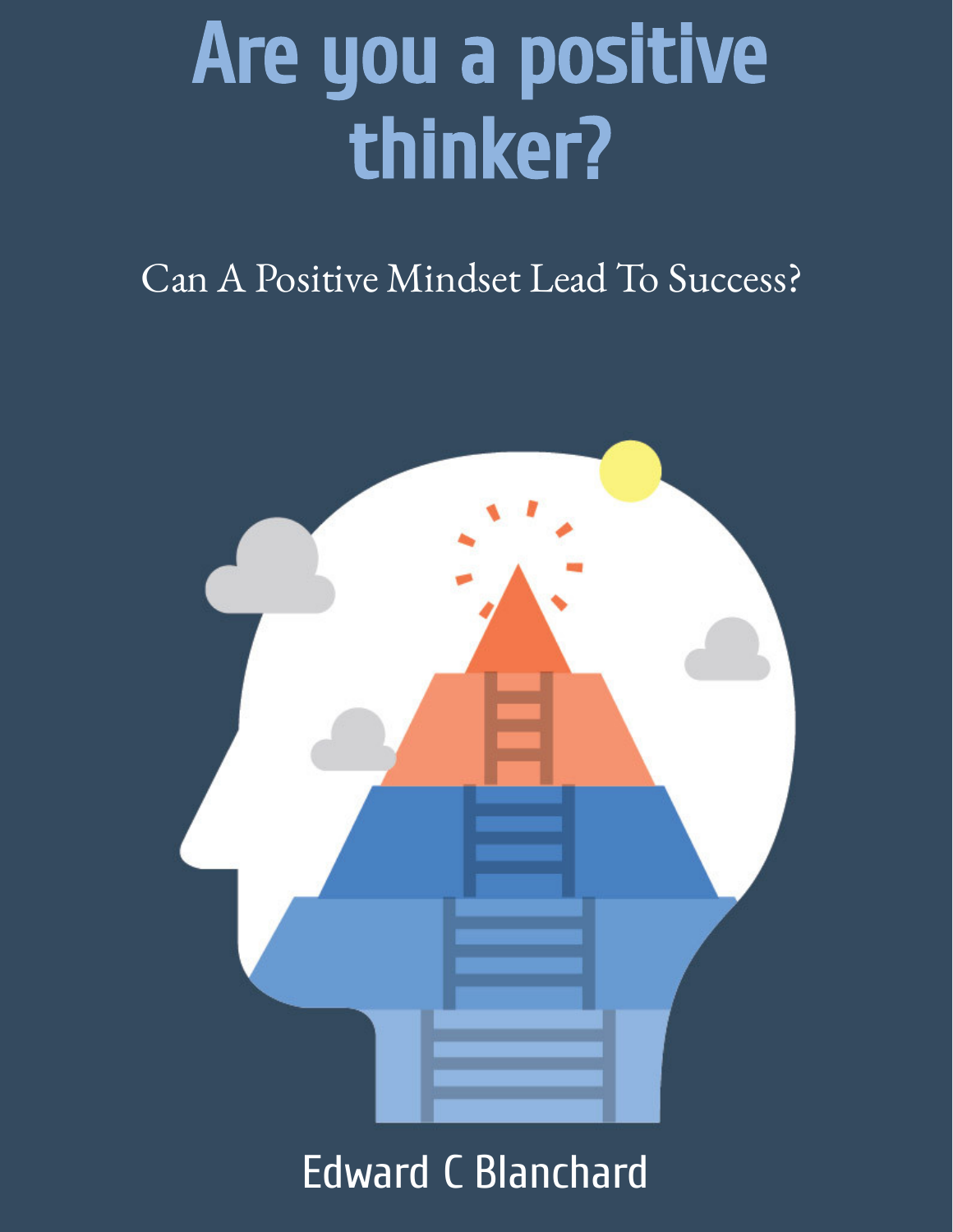# Are you a positive thinker?

Can A Positive Mindset Lead To Success?

Edward C Blanchard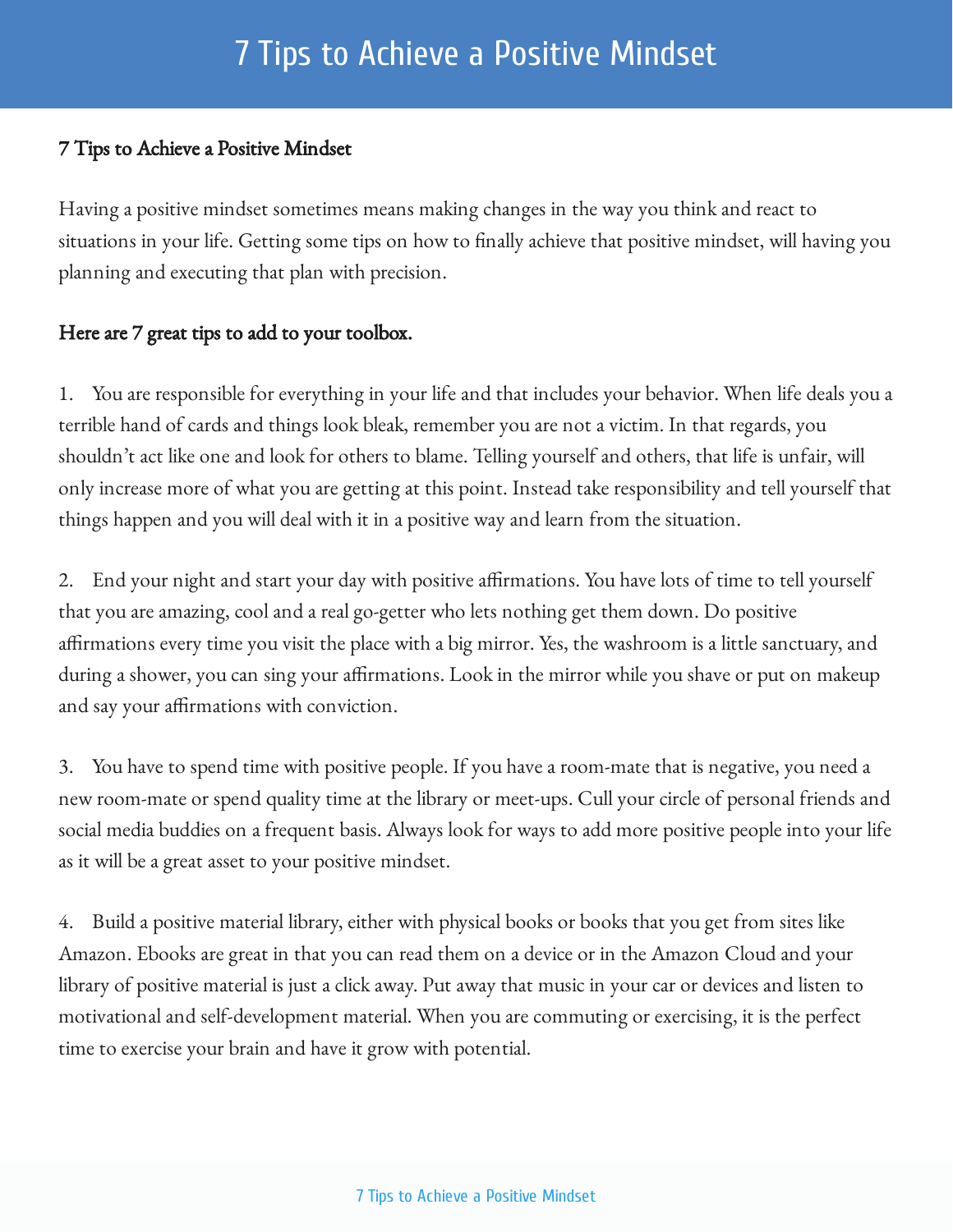# 7 Tips to Achieve a Positive Mindset

**7 Tips to Achieve a Positive Mindset**

Having a positive mindset sometimes means making changes in the way you think and react to situations in your life. Getting some tips on how to finally achieve that positive mindset, will having you planning and executing that plan with precision.

**Here are 7 great tips to add to your toolbox.**

1. You are responsible for everything in your life and that includes your behavior. When life deals you a terrible hand of cards and things look bleak, remember you are not a victim. In that regards, you shouldn't act like one and look for others to blame. Telling yourself and others, that life is unfair, will only increase more of what you are getting at this point. Instead take responsibility and tell yourself that things happen and you will deal with it in a positive way and learn from the situation.

2. End your night and start your day with positive affirmations. You have lots of time to tell yourself that you are amazing, cool and a real go-getter who lets nothing get them down. Do positive affirmations every time you visit the place with a big mirror. Yes, the washroom is a little sanctuary, and during a shower, you can sing your affirmations. Look in the mirror while you shave or put on makeup and say your affirmations with conviction.

3. You have to spend time with positive people. If you have a room-mate that is negative, you need a new room-mate or spend quality time at the library or meet-ups. Cull your circle of personal friends and social media buddies on a frequent basis. Always look for ways to add more positive people into your life as it will be a great asset to your positive mindset.

4. Build a positive material library, either with physical books or books that you get from sites like Amazon. Ebooks are great in that you can read them on a device or in the Amazon Cloud and your library of positive material is just a click away. Put away that music in your car or devices and listen to motivational and self-development material. When you are commuting or exercising, it is the perfect time to exercise your brain and have it grow with potential.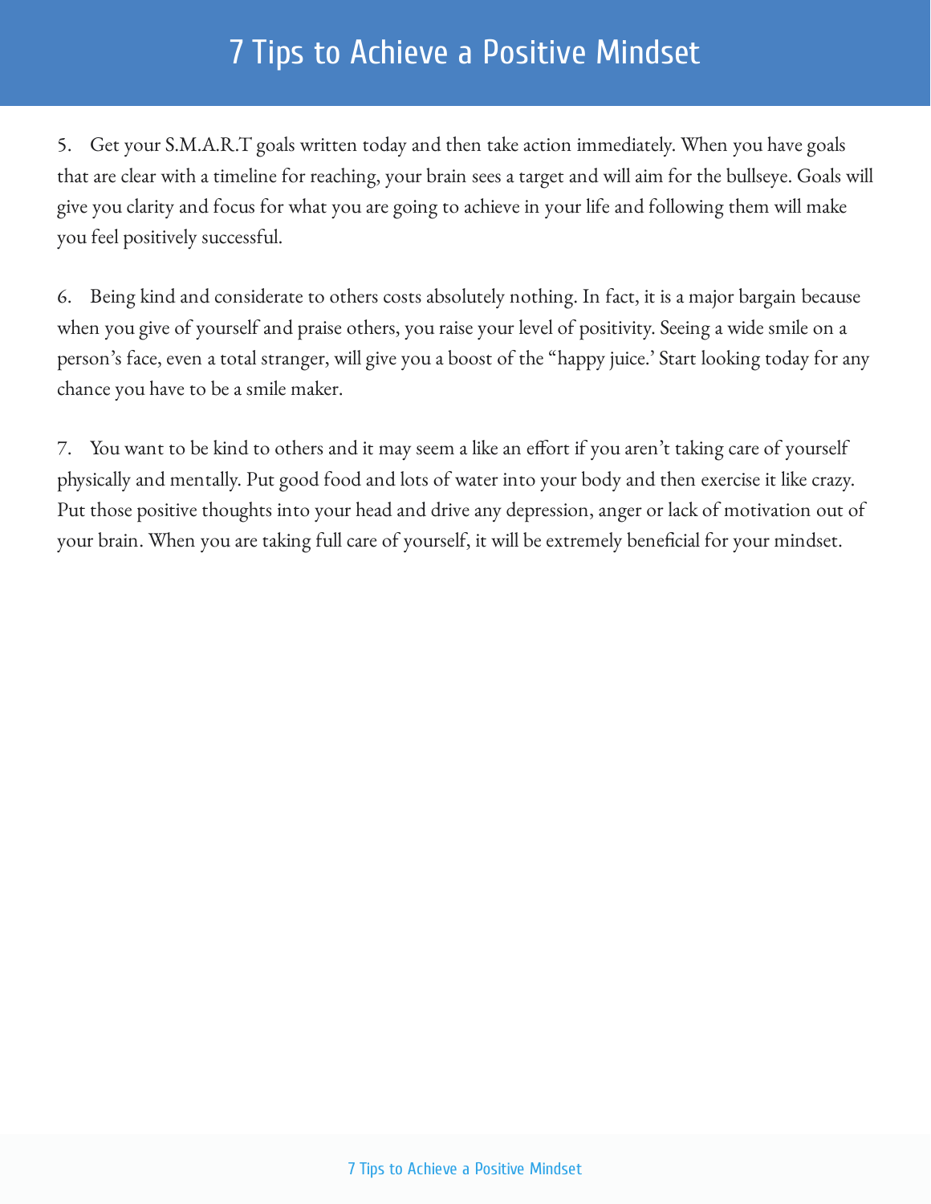5. Get your S.M.A.R.T goals written today and then take action immediately. When you have goals that are clear with a timeline for reaching, your brain sees a target and will aim for the bullseye. Goals will give you clarity and focus for what you are going to achieve in your life and following them will make you feel positively successful.

6. Being kind and considerate to others costs absolutely nothing. In fact, it is a major bargain because when you give of yourself and praise others, you raise your level of positivity. Seeing a wide smile on a person's face, even a total stranger, will give you a boost of the "happy juice.' Start looking today for any chance you have to be a smile maker.

7. You want to be kind to others and it may seem a like an effort if you aren't taking care of yourself physically and mentally. Put good food and lots of water into your body and then exercise it like crazy. Put those positive thoughts into your head and drive any depression, anger or lack of motivation out of your brain. When you are taking full care of yourself, it will be extremely beneficial for your mindset.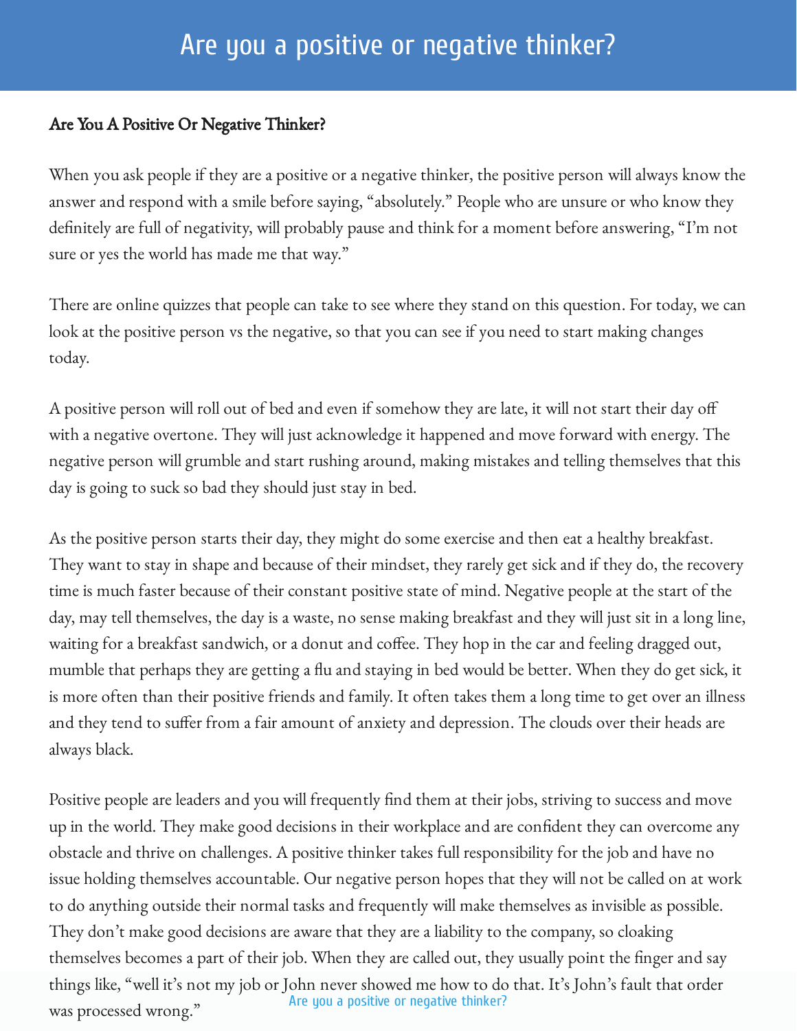## Are You A Positive Or Negative Thinker?

When you ask people if they are a positive or a negative thinker, the positive person will always know the answer and respond with a smile before saying, "absolutely." People who are unsure or who know they definitely are full of negativity, will probably pause and think for a moment before answering, "I'm not sure or yes the world has made me that way."

There are online quizzes that people can take to see where they stand on this question. For today, we can look at the positive person vs the negative, so that you can see if you need to start making changes today.

A positive person will roll out of bed and even if somehow they are late, it will not start their day off with a negative overtone. They will just acknowledge it happened and move forward with energy. The negative person will grumble and start rushing around, making mistakes and telling themselves that this day is going to suck so bad they should just stay in bed.

As the positive person starts their day, they might do some exercise and then eat a healthy breakfast. They want to stay in shape and because of their mindset, they rarely get sick and if they do, the recovery time is much faster because of their constant positive state of mind. Negative people at the start of the day, may tell themselves, the day is a waste, no sense making breakfast and they will just sit in a long line, waiting for a breakfast sandwich, or a donut and coffee. They hop in the car and feeling dragged out, mumble that perhaps they are getting a flu and staying in bed would be better. When they do get sick, it is more often than their positive friends and family. It often takes them a long time to get over an illness and they tend to suffer from a fair amount of anxiety and depression. The clouds over their heads are always black.

Positive people are leaders and you will frequently find them at their jobs, striving to success and move up in the world. They make good decisions in their workplace and are confident they can overcome any obstacle and thrive on challenges. A positive thinker takes full responsibility for the job and have no issue holding themselves accountable. Our negative person hopes that they will not be called on at work to do anything outside their normal tasks and frequently will make themselves as invisible as possible. They don't make good decisions are aware that they are a liability to the company, so cloaking themselves becomes a part of their job. When they are called out, they usually point the finger and say things like, "well it's not my job or John never showed me how to do that. It's John's fault that order was processed wrong."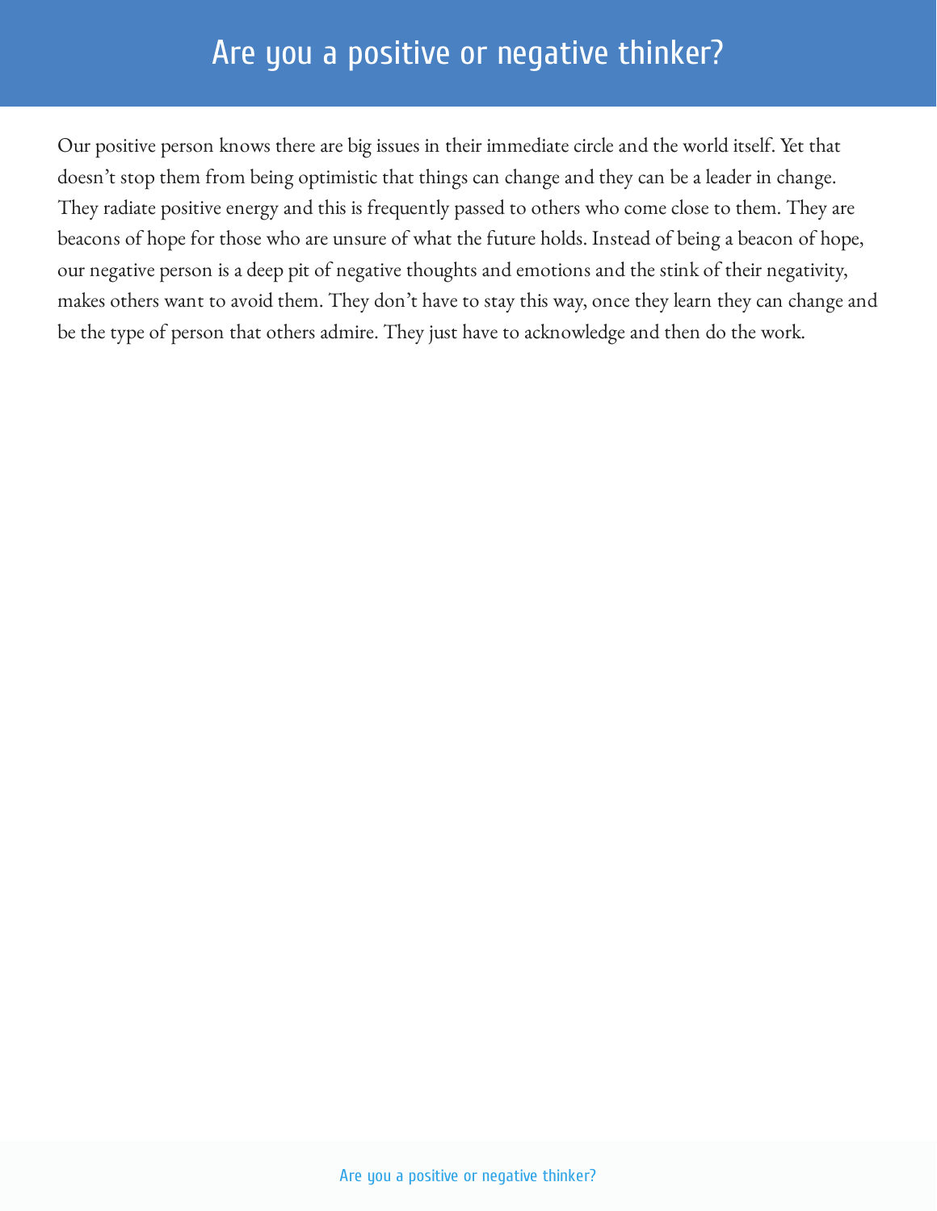Our positive person knows there are big issues in their immediate circle and the world itself. Yet that doesn't stop them from being optimistic that things can change and they can be a leader in change. They radiate positive energy and this is frequently passed to others who come close to them. They are beacons of hope for those who are unsure of what the future holds. Instead of being a beacon of hope, our negative person is a deep pit of negative thoughts and emotions and the stink of their negativity, makes others want to avoid them. They don't have to stay this way, once they learn they can change and be the type of person that others admire. They just have to acknowledge and then do the work.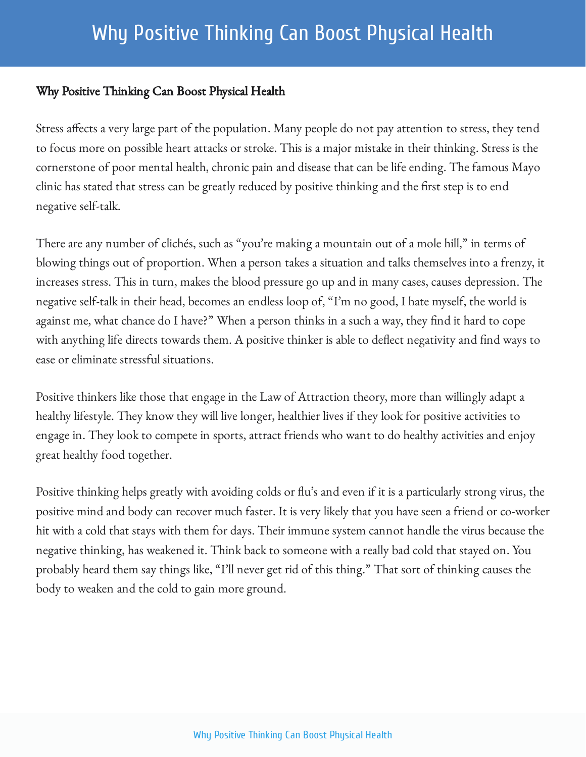# Why Positive Thinking Can Boost Physical Health

## Why Positive Thinking Can Boost Physical Health

Stress affects a very large part of the population. Many people do not pay attention to stress, they tend to focus more on possible heart attacks or stroke. This is a major mistake in their thinking. Stress is the cornerstone of poor mental health, chronic pain and disease that can be life ending. The famous Mayo clinic has stated that stress can be greatly reduced by positive thinking and the first step is to end negative self-talk.

There are any number of clichés, such as "you're making a mountain out of a mole hill," in terms of blowing things out of proportion. When a person takes a situation and talks themselves into a frenzy, it increases stress. This in turn, makes the blood pressure go up and in many cases, causes depression. The negative self-talk in their head, becomes an endless loop of, "I'm no good, I hate myself, the world is against me, what chance do I have?" When a person thinks in a such a way, they find it hard to cope with anything life directs towards them. A positive thinker is able to deflect negativity and find ways to ease or eliminate stressful situations.

Positive thinkers like those that engage in the Law of Attraction theory, more than willingly adapt a healthy lifestyle. They know they will live longer, healthier lives if they look for positive activities to engage in. They look to compete in sports, attract friends who want to do healthy activities and enjoy great healthy food together.

Positive thinking helps greatly with avoiding colds or flu's and even if it is a particularly strong virus, the positive mind and body can recover much faster. It is very likely that you have seen a friend or co-worker hit with a cold that stays with them for days. Their immune system cannot handle the virus because the negative thinking, has weakened it. Think back to someone with a really bad cold that stayed on. You probably heard them say things like, "I'll never get rid of this thing." That sort of thinking causes the body to weaken and the cold to gain more ground.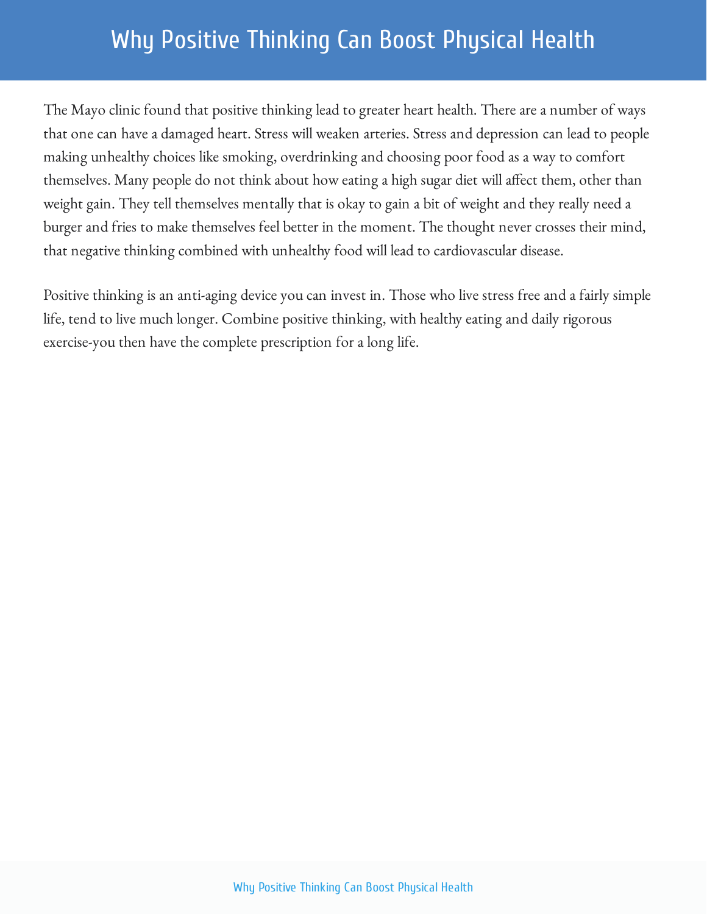# Why Positive Thinking Can Boost Physical Health

The Mayo clinic found that positive thinking lead to greater heart health. There are a number of ways that one can have a damaged heart. Stress will weaken arteries. Stress and depression can lead to people making unhealthy choices like smoking, overdrinking and choosing poor food as a way to comfort themselves. Many people do not think about how eating a high sugar diet will affect them, other than weight gain. They tell themselves mentally that is okay to gain a bit of weight and they really need a burger and fries to make themselves feel better in the moment. The thought never crosses their mind, that negative thinking combined with unhealthy food will lead to cardiovascular disease.

Positive thinking is an anti-aging device you can invest in. Those who live stress free and a fairly simple life, tend to live much longer. Combine positive thinking, with healthy eating and daily rigorous exercise-you then have the complete prescription for a long life.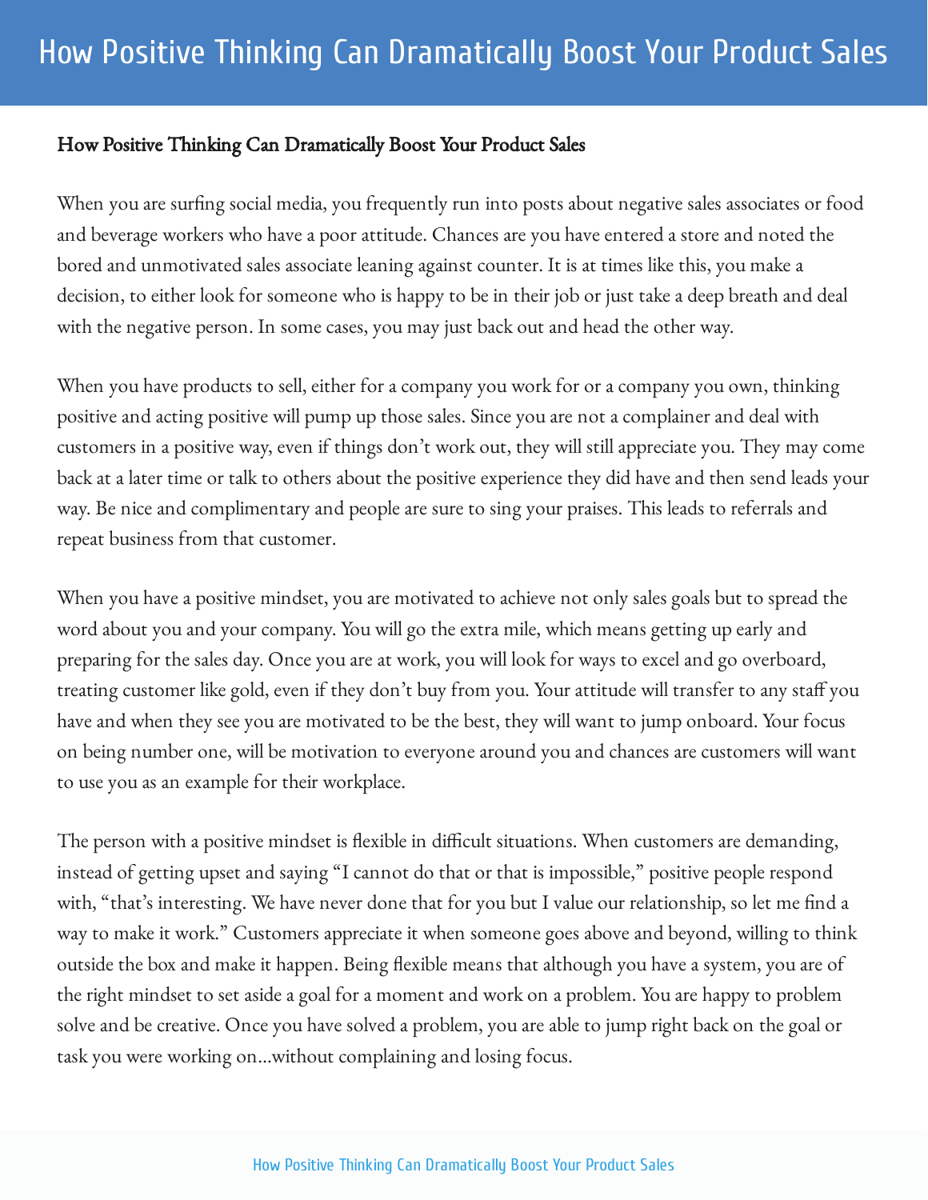## How Positive Thinking Can Dramatically Boost Your Product Sales

When you are surfing social media, you frequently run into posts about negative sales associates or food and beverage workers who have a poor attitude. Chances are you have entered a store and noted the bored and unmotivated sales associate leaning against counter. It is at times like this, you make a decision, to either look for someone who is happy to be in their job or just take a deep breath and deal with the negative person. In some cases, you may just back out and head the other way.

When you have products to sell, either for a company you work for or a company you own, thinking positive and acting positive will pump up those sales. Since you are not a complainer and deal with customers in a positive way, even if things don't work out, they will still appreciate you. They may come back at a later time or talk to others about the positive experience they did have and then send leads your way. Be nice and complimentary and people are sure to sing your praises. This leads to referrals and repeat business from that customer.

When you have a positive mindset, you are motivated to achieve not only sales goals but to spread the word about you and your company. You will go the extra mile, which means getting up early and preparing for the sales day. Once you are at work, you will look for ways to excel and go overboard, treating customer like gold, even if they don't buy from you. Your attitude will transfer to any staff you have and when they see you are motivated to be the best, they will want to jump onboard. Your focus on being number one, will be motivation to everyone around you and chances are customers will want to use you as an example for their workplace.

The person with a positive mindset is flexible in difficult situations. When customers are demanding, instead of getting upset and saying "I cannot do that or that is impossible," positive people respond with, "that's interesting. We have never done that for you but I value our relationship, so let me find a way to make it work." Customers appreciate it when someone goes above and beyond, willing to think outside the box and make it happen. Being flexible means that although you have a system, you are of the right mindset to set aside a goal for a moment and work on a problem. You are happy to problem solve and be creative. Once you have solved a problem, you are able to jump right back on the goal or task you were working on…without complaining and losing focus.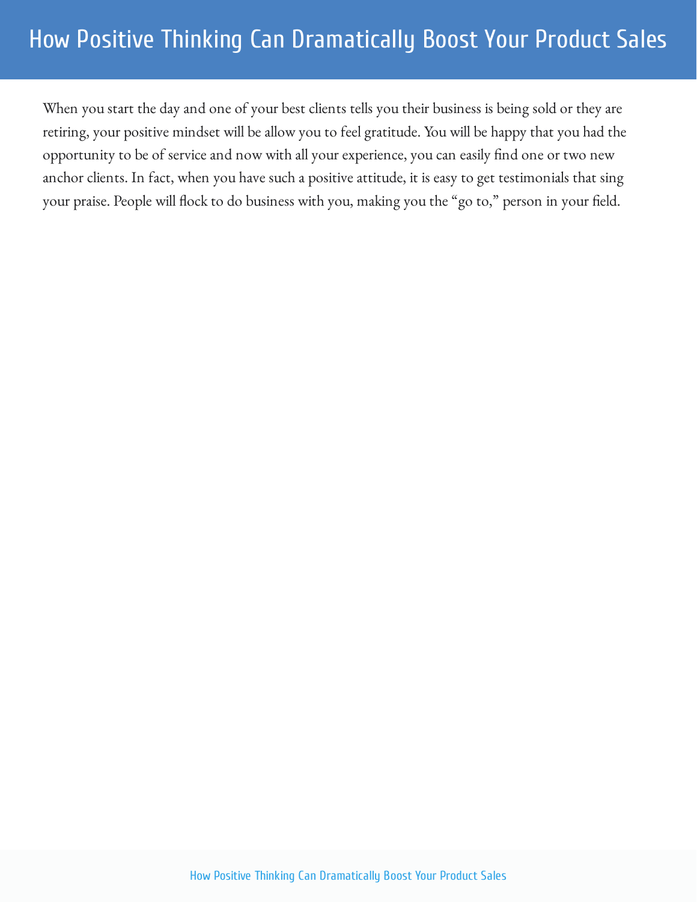When you start the day and one of your best clients tells you their business is being sold or they are retiring, your positive mindset will be allow you to feel gratitude. You will be happy that you had the opportunity to be of service and now with all your experience, you can easily find one or two new anchor clients. In fact, when you have such a positive attitude, it is easy to get testimonials that sing your praise. People will flock to do business with you, making you the "go to," person in your field.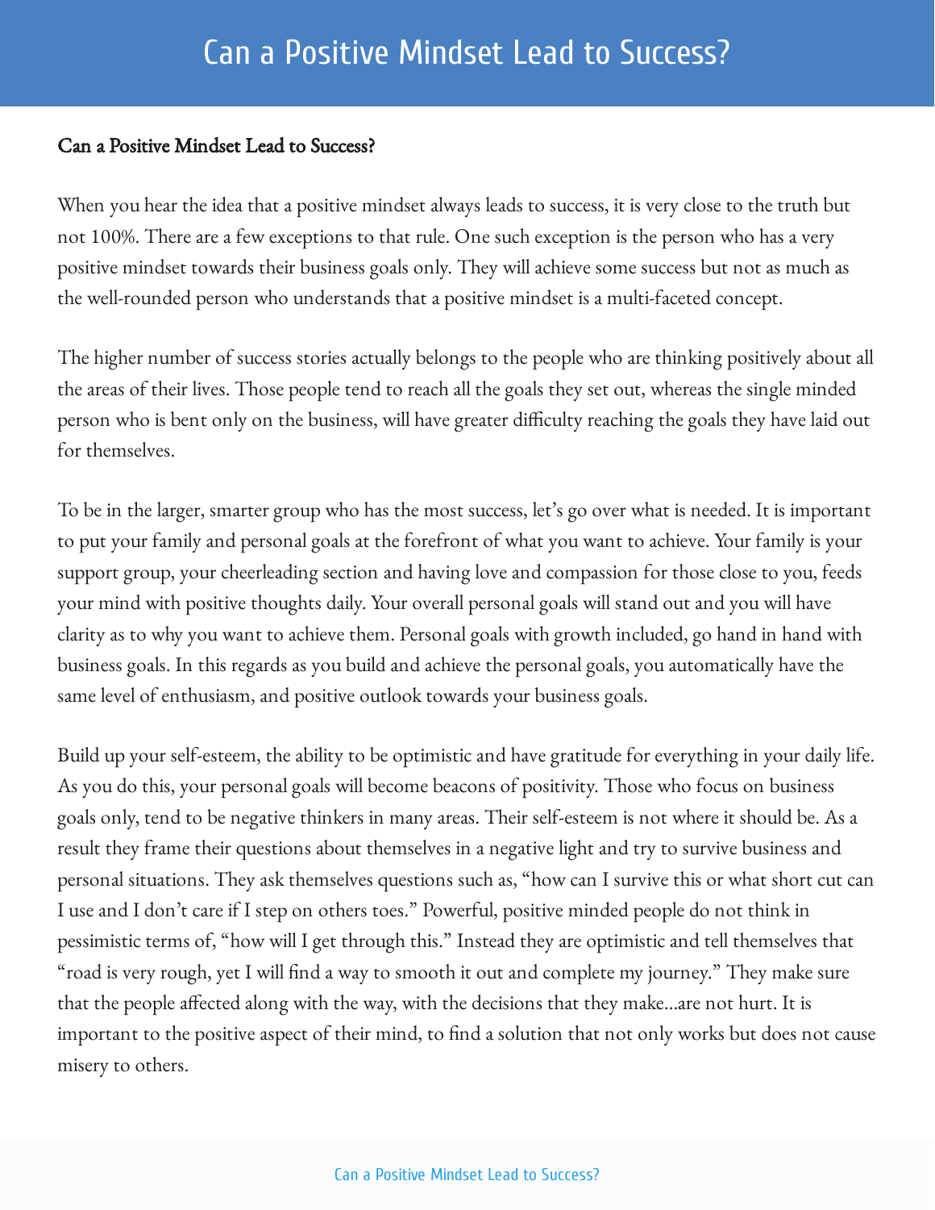## Can a Positive Mindset Lead to Success?

When you hear the idea that a positive mindset always leads to success, it is very close to the truth but not 100%. There are a few exceptions to that rule. One such exception is the person who has a very positive mindset towards their business goals only. They will achieve some success but not as much as the well-rounded person who understands that a positive mindset is a multi-faceted concept.

The higher number of success stories actually belongs to the people who are thinking positively about all the areas of their lives. Those people tend to reach all the goals they set out, whereas the single minded person who is bent only on the business, will have greater difficulty reaching the goals they have laid out for themselves.

To be in the larger, smarter group who has the most success, let's go over what is needed. It is important to put your family and personal goals at the forefront of what you want to achieve. Your family is your support group, your cheerleading section and having love and compassion for those close to you, feeds your mind with positive thoughts daily. Your overall personal goals will stand out and you will have clarity as to why you want to achieve them. Personal goals with growth included, go hand in hand with business goals. In this regards as you build and achieve the personal goals, you automatically have the same level of enthusiasm, and positive outlook towards your business goals.

Build up your self-esteem, the ability to be optimistic and have gratitude for everything in your daily life. As you do this, your personal goals will become beacons of positivity. Those who focus on business goals only, tend to be negative thinkers in many areas. Their self-esteem is not where it should be. As a result they frame their questions about themselves in a negative light and try to survive business and personal situations. They ask themselves questions such as, "how can I survive this or what short cut can I use and I don't care if I step on others toes." Powerful, positive minded people do not think in pessimistic terms of, "how will I get through this." Instead they are optimistic and tell themselves that "road is very rough, yet I will find a way to smooth it out and complete my journey." They make sure that the people affected along with the way, with the decisions that they make…are not hurt. It is important to the positive aspect of their mind, to find a solution that not only works but does not cause misery to others.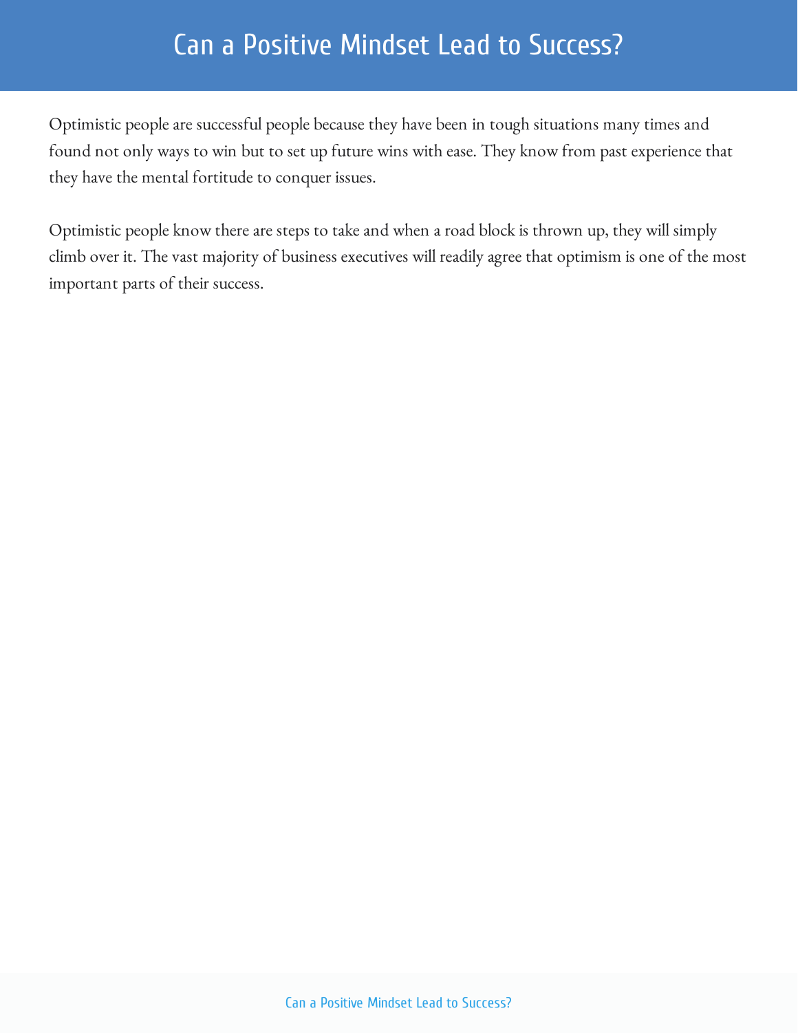# Can a Positive Mindset Lead to Success?

Optimistic people are successful people because they have been in tough situations many times and found not only ways to win but to set up future wins with ease. They know from past experience that they have the mental fortitude to conquer issues.

Optimistic people know there are steps to take and when a road block is thrown up, they will simply climb over it. The vast majority of business executives will readily agree that optimism is one of the most important parts of their success.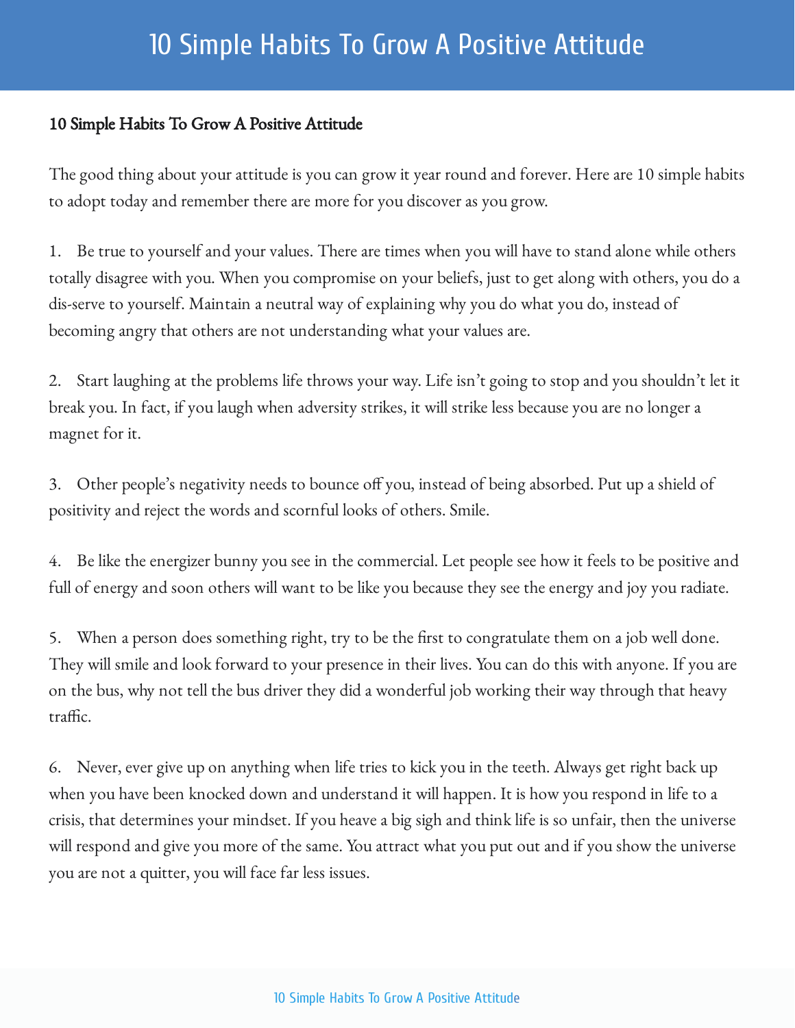**10 Simple Habits To Grow A Positive Attitude**

The good thing about your attitude is you can grow it year round and forever. Here are 10 simple habits to adopt today and remember there are more for you discover as you grow.

1. Be true to yourself and your values. There are times when you will have to stand alone while others totally disagree with you. When you compromise on your beliefs, just to get along with others, you do a dis-serve to yourself. Maintain a neutral way of explaining why you do what you do, instead of becoming angry that others are not understanding what your values are.

2. Start laughing at the problems life throws your way. Life isn't going to stop and you shouldn't let it break you. In fact, if you laugh when adversity strikes, it will strike less because you are no longer a magnet for it.

3. Other people's negativity needs to bounce off you, instead of being absorbed. Put up a shield of positivity and reject the words and scornful looks of others. Smile.

4. Be like the energizer bunny you see in the commercial. Let people see how it feels to be positive and full of energy and soon others will want to be like you because they see the energy and joy you radiate.

5. When a person does something right, try to be the first to congratulate them on a job well done. They will smile and look forward to your presence in their lives. You can do this with anyone. If you are on the bus, why not tell the bus driver they did a wonderful job working their way through that heavy traffic.

6. Never, ever give up on anything when life tries to kick you in the teeth. Always get right back up when you have been knocked down and understand it will happen. It is how you respond in life to a crisis, that determines your mindset. If you heave a big sigh and think life is so unfair, then the universe will respond and give you more of the same. You attract what you put out and if you show the universe you are not a quitter, you will face far less issues.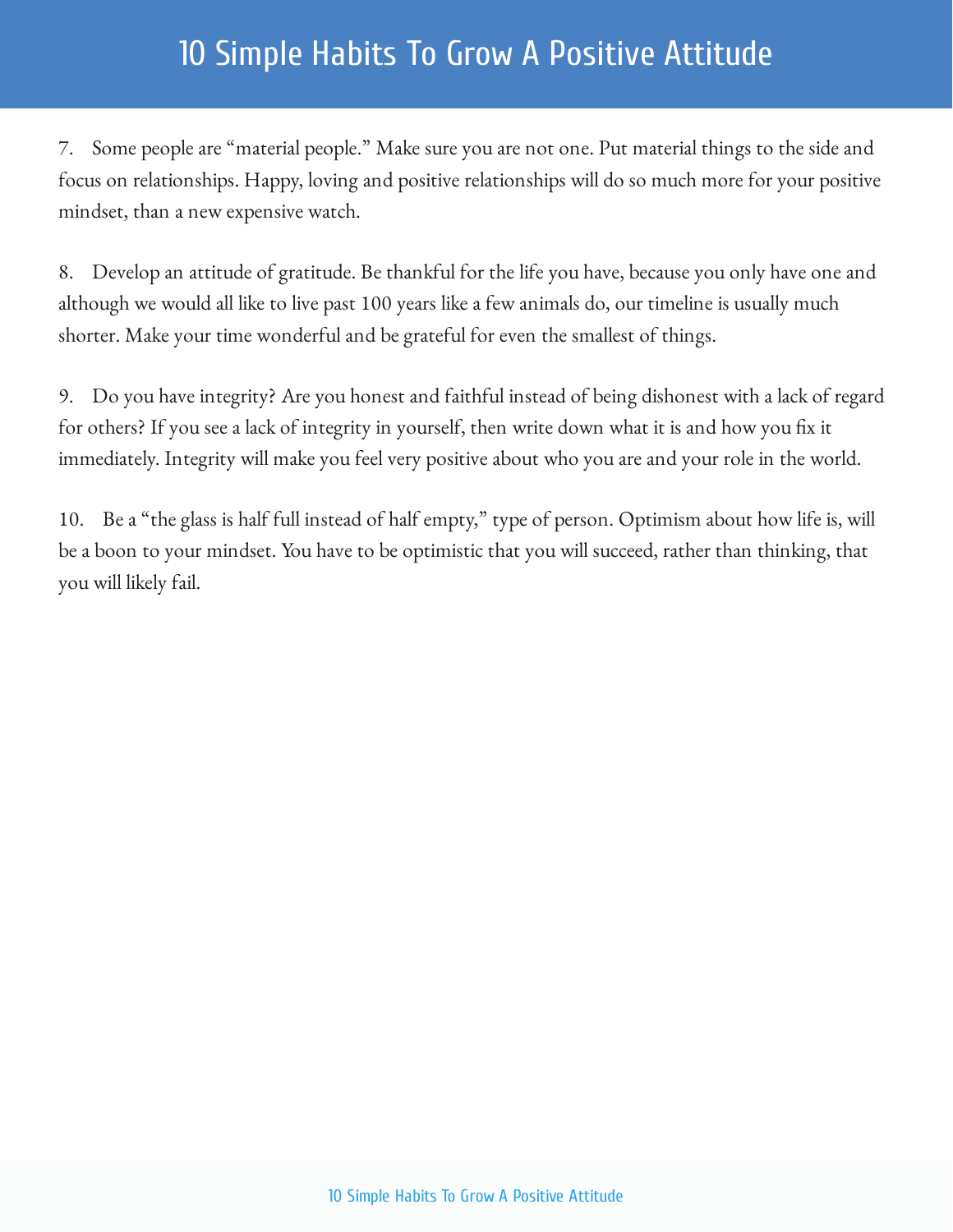7. Some people are "material people." Make sure you are not one. Put material things to the side and focus on relationships. Happy, loving and positive relationships will do so much more for your positive mindset, than a new expensive watch.

8. Develop an attitude of gratitude. Be thankful for the life you have, because you only have one and although we would all like to live past 100 years like a few animals do, our timeline is usually much shorter. Make your time wonderful and be grateful for even the smallest of things.

9. Do you have integrity? Are you honest and faithful instead of being dishonest with a lack of regard for others? If you see a lack of integrity in yourself, then write down what it is and how you fix it immediately. Integrity will make you feel very positive about who you are and your role in the world.

10. Be a "the glass is half full instead of half empty," type of person. Optimism about how life is, will be a boon to your mindset. You have to be optimistic that you will succeed, rather than thinking, that you will likely fail.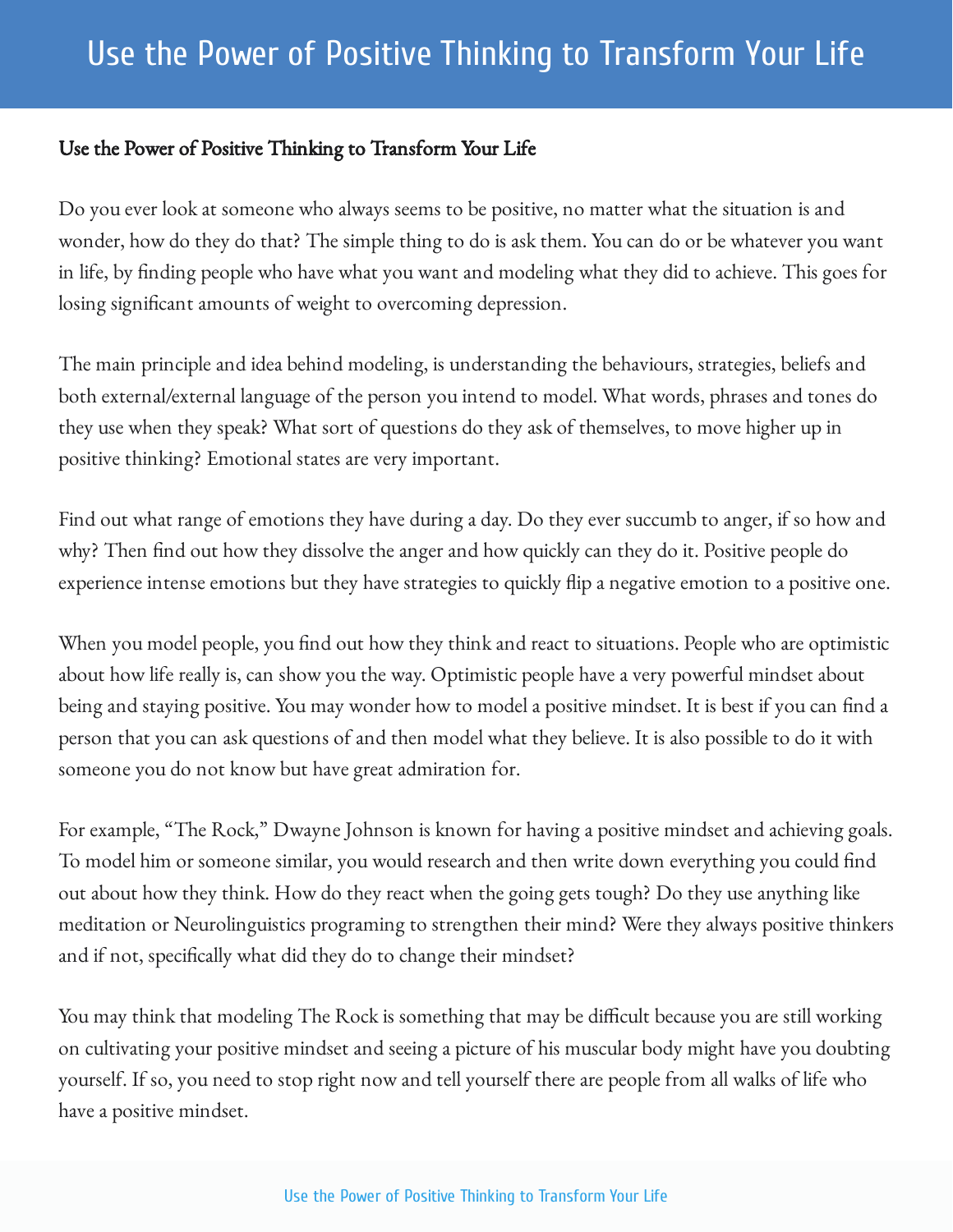## Use the Power of Positive Thinking to Transform Your Life

Do you ever look at someone who always seems to be positive, no matter what the situation is and wonder, how do they do that? The simple thing to do is ask them. You can do or be whatever you want in life, by finding people who have what you want and modeling what they did to achieve. This goes for losing significant amounts of weight to overcoming depression.

The main principle and idea behind modeling, is understanding the behaviours, strategies, beliefs and both external/external language of the person you intend to model. What words, phrases and tones do they use when they speak? What sort of questions do they ask of themselves, to move higher up in positive thinking? Emotional states are very important.

Find out what range of emotions they have during a day. Do they ever succumb to anger, if so how and why? Then find out how they dissolve the anger and how quickly can they do it. Positive people do experience intense emotions but they have strategies to quickly flip a negative emotion to a positive one.

When you model people, you find out how they think and react to situations. People who are optimistic about how life really is, can show you the way. Optimistic people have a very powerful mindset about being and staying positive. You may wonder how to model a positive mindset. It is best if you can find a person that you can ask questions of and then model what they believe. It is also possible to do it with someone you do not know but have great admiration for.

For example, "The Rock," Dwayne Johnson is known for having a positive mindset and achieving goals. To model him or someone similar, you would research and then write down everything you could find out about how they think. How do they react when the going gets tough? Do they use anything like meditation or Neurolinguistics programing to strengthen their mind? Were they always positive thinkers and if not, specifically what did they do to change their mindset?

You may think that modeling The Rock is something that may be difficult because you are still working on cultivating your positive mindset and seeing a picture of his muscular body might have you doubting yourself. If so, you need to stop right now and tell yourself there are people from all walks of life who have a positive mindset.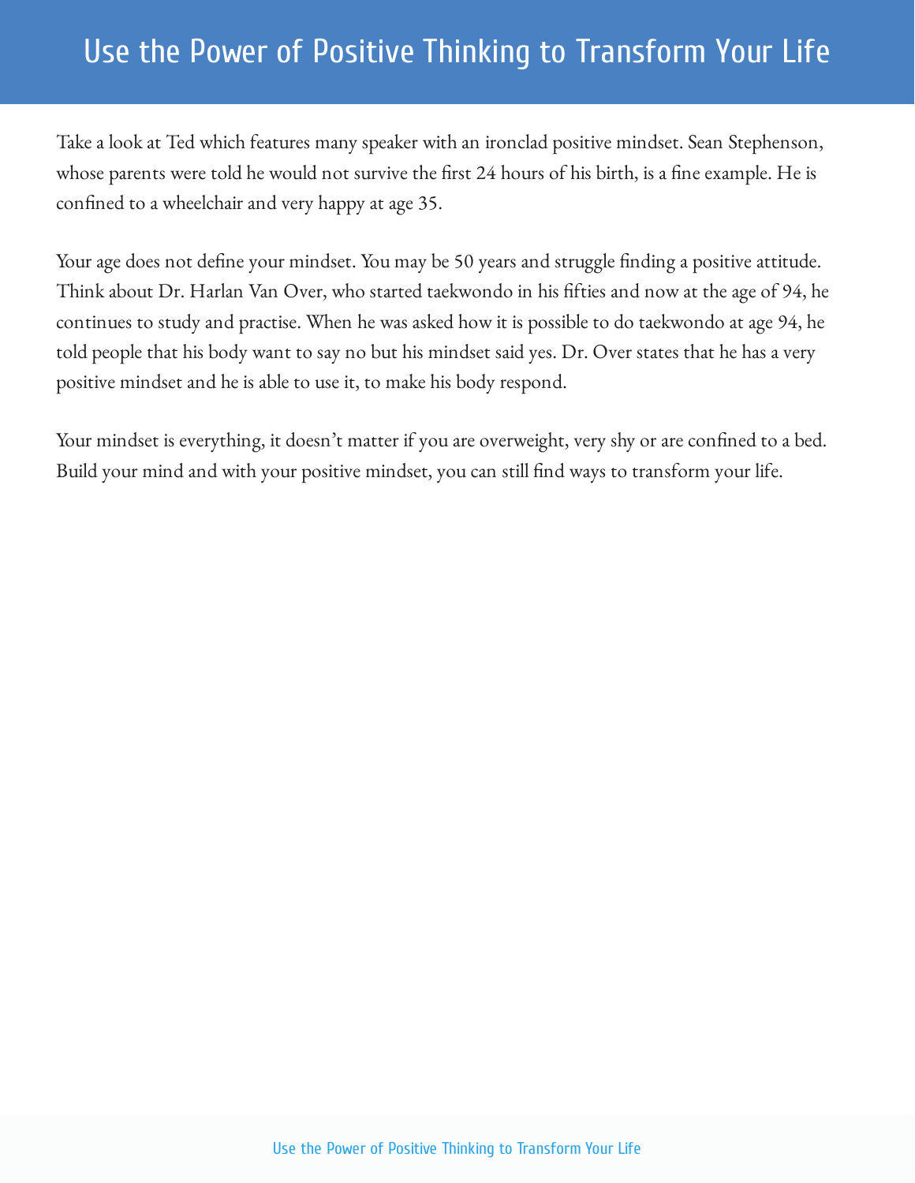# Use the Power of Positive Thinking to Transform Your Life

Take a look at Ted which features many speaker with an ironclad positive mindset. Sean Stephenson, whose parents were told he would not survive the first 24 hours of his birth, is a fine example. He is confined to a wheelchair and very happy at age 35.

Your age does not define your mindset. You may be 50 years and struggle finding a positive attitude. Think about Dr. Harlan Van Over, who started taekwondo in his fifties and now at the age of 94, he continues to study and practise. When he was asked how it is possible to do taekwondo at age 94, he told people that his body want to say no but his mindset said yes. Dr. Over states that he has a very positive mindset and he is able to use it, to make his body respond.

Your mindset is everything, it doesn't matter if you are overweight, very shy or are confined to a bed. Build your mind and with your positive mindset, you can still find ways to transform your life.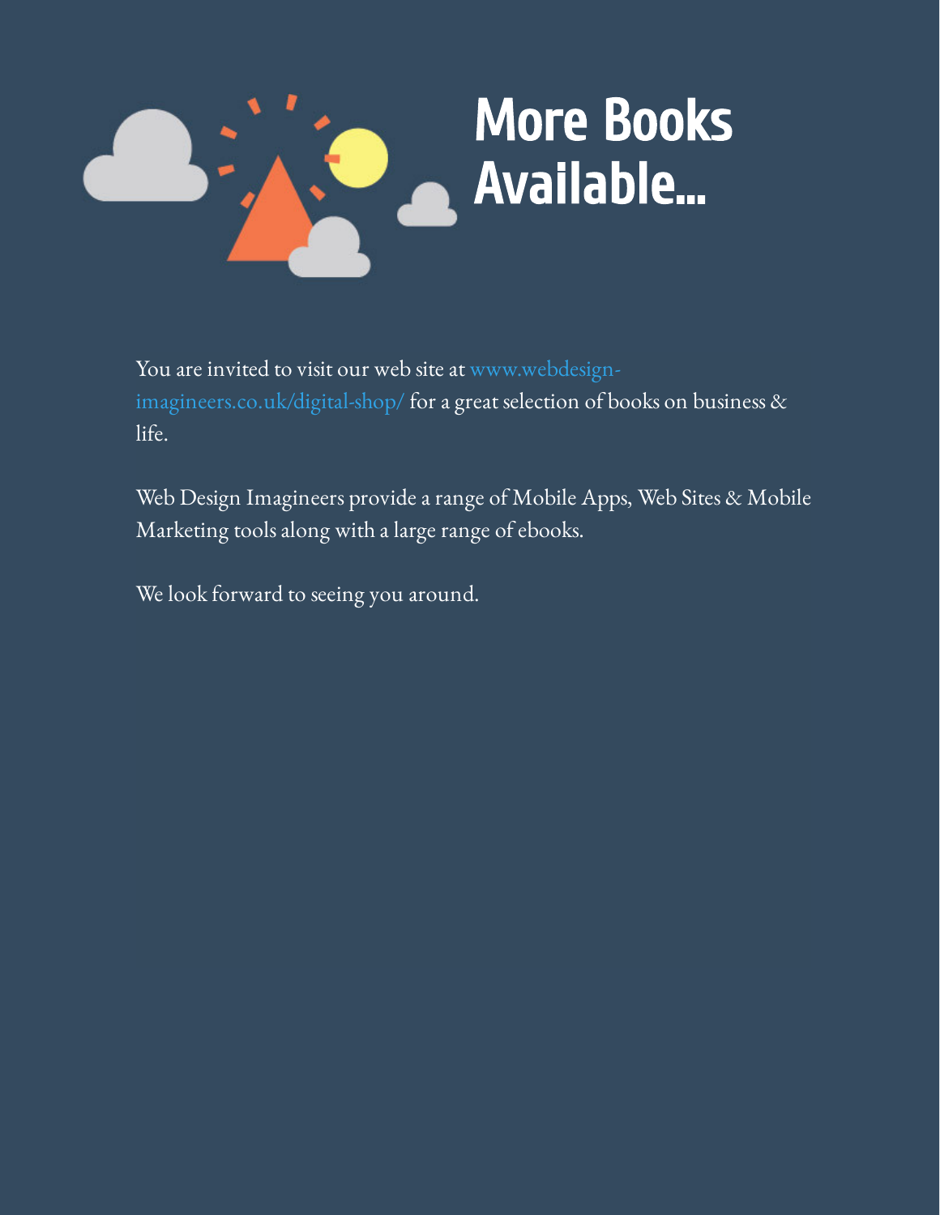# More Books Available...

You are invited to visit our web site at www.webdesign-imagineers.co.uk/digital-shop/ for a great selection of books on business & life.

Web Design Imagineers provide a range of Mobile Apps, Web Sites & Mobile Marketing tools along with a large range of ebooks.

We look forward to seeing you around.